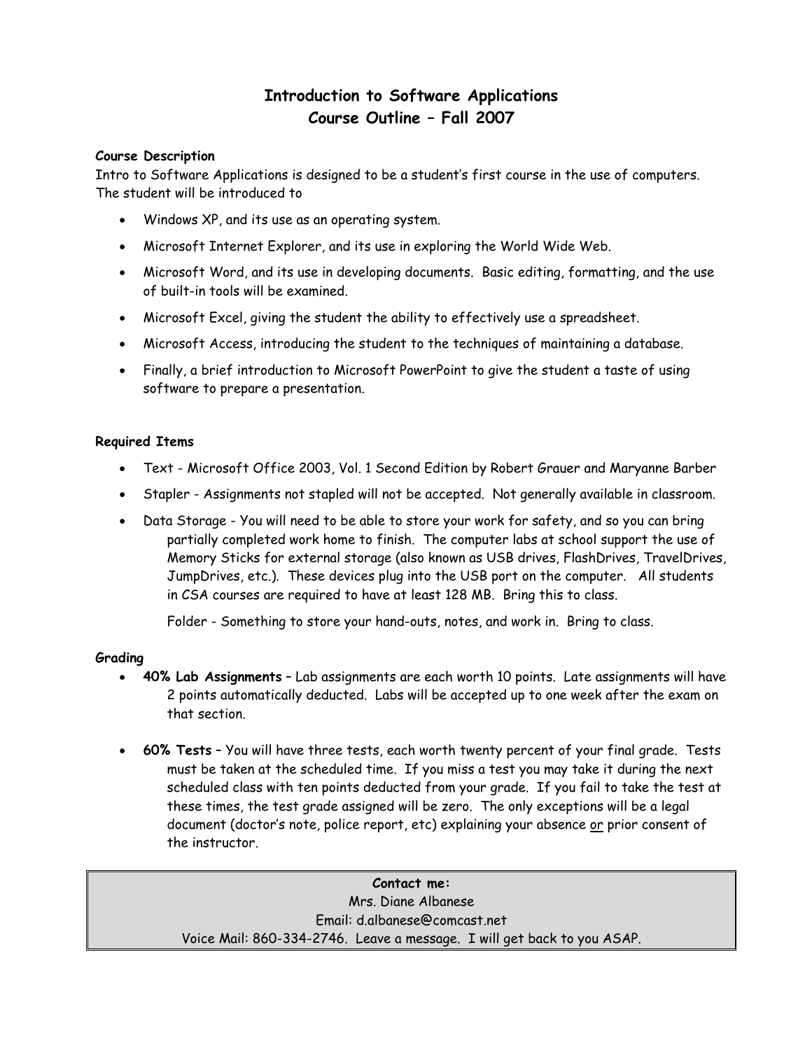# Introduction to Software Applications
# Course Outline – Fall 2007

**Course Description**

Intro to Software Applications is designed to be a student's first course in the use of computers. The student will be introduced to

- Windows XP, and its use as an operating system.
- Microsoft Internet Explorer, and its use in exploring the World Wide Web.
- Microsoft Word, and its use in developing documents. Basic editing, formatting, and the use of built-in tools will be examined.
- Microsoft Excel, giving the student the ability to effectively use a spreadsheet.
- Microsoft Access, introducing the student to the techniques of maintaining a database.
- Finally, a brief introduction to Microsoft PowerPoint to give the student a taste of using software to prepare a presentation.

**Required Items**

- Text - Microsoft Office 2003, Vol. 1 Second Edition by Robert Grauer and Maryanne Barber
- Stapler - Assignments not stapled will not be accepted. Not generally available in classroom.
- Data Storage - You will need to be able to store your work for safety, and so you can bring partially completed work home to finish. The computer labs at school support the use of Memory Sticks for external storage (also known as USB drives, FlashDrives, TravelDrives, JumpDrives, etc.). These devices plug into the USB port on the computer. All students in CSA courses are required to have at least 128 MB. Bring this to class.

  Folder - Something to store your hand-outs, notes, and work in. Bring to class.

**Grading**

- **40% Lab Assignments** – Lab assignments are each worth 10 points. Late assignments will have 2 points automatically deducted. Labs will be accepted up to one week after the exam on that section.
- **60% Tests** – You will have three tests, each worth twenty percent of your final grade. Tests must be taken at the scheduled time. If you miss a test you may take it during the next scheduled class with ten points deducted from your grade. If you fail to take the test at these times, the test grade assigned will be zero. The only exceptions will be a legal document (doctor's note, police report, etc) explaining your absence <u>or</u> prior consent of the instructor.

**Contact me:**
Mrs. Diane Albanese
Email: d.albanese@comcast.net
Voice Mail: 860-334-2746. Leave a message. I will get back to you ASAP.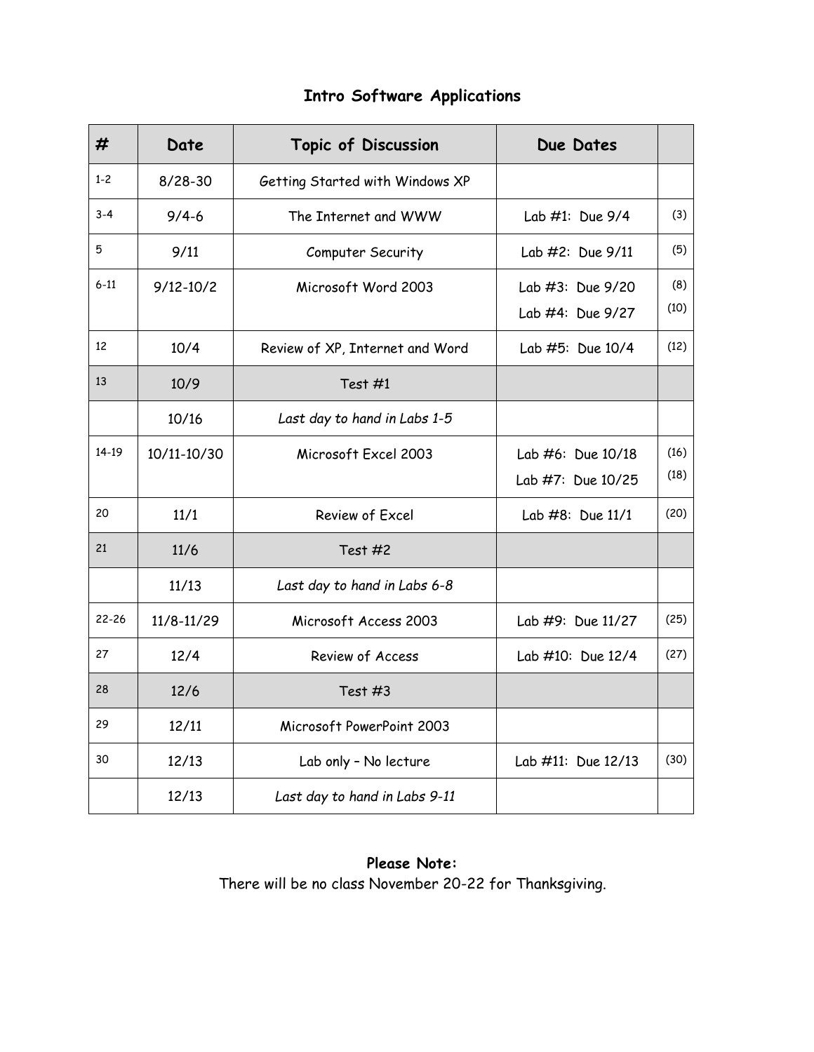## Intro Software Applications

| # | Date | Topic of Discussion | Due Dates | |
|---|---|---|---|---|
| 1-2 | 8/28-30 | Getting Started with Windows XP | | |
| 3-4 | 9/4-6 | The Internet and WWW | Lab #1: Due 9/4 | (3) |
| 5 | 9/11 | Computer Security | Lab #2: Due 9/11 | (5) |
| 6-11 | 9/12-10/2 | Microsoft Word 2003 | Lab #3: Due 9/20<br>Lab #4: Due 9/27 | (8)<br>(10) |
| 12 | 10/4 | Review of XP, Internet and Word | Lab #5: Due 10/4 | (12) |
| 13 | 10/9 | Test #1 | | |
| | 10/16 | *Last day to hand in Labs 1-5* | | |
| 14-19 | 10/11-10/30 | Microsoft Excel 2003 | Lab #6: Due 10/18<br>Lab #7: Due 10/25 | (16)<br>(18) |
| 20 | 11/1 | Review of Excel | Lab #8: Due 11/1 | (20) |
| 21 | 11/6 | Test #2 | | |
| | 11/13 | *Last day to hand in Labs 6-8* | | |
| 22-26 | 11/8-11/29 | Microsoft Access 2003 | Lab #9: Due 11/27 | (25) |
| 27 | 12/4 | Review of Access | Lab #10: Due 12/4 | (27) |
| 28 | 12/6 | Test #3 | | |
| 29 | 12/11 | Microsoft PowerPoint 2003 | | |
| 30 | 12/13 | Lab only – No lecture | Lab #11: Due 12/13 | (30) |
| | 12/13 | *Last day to hand in Labs 9-11* | | |

**Please Note:**

There will be no class November 20-22 for Thanksgiving.